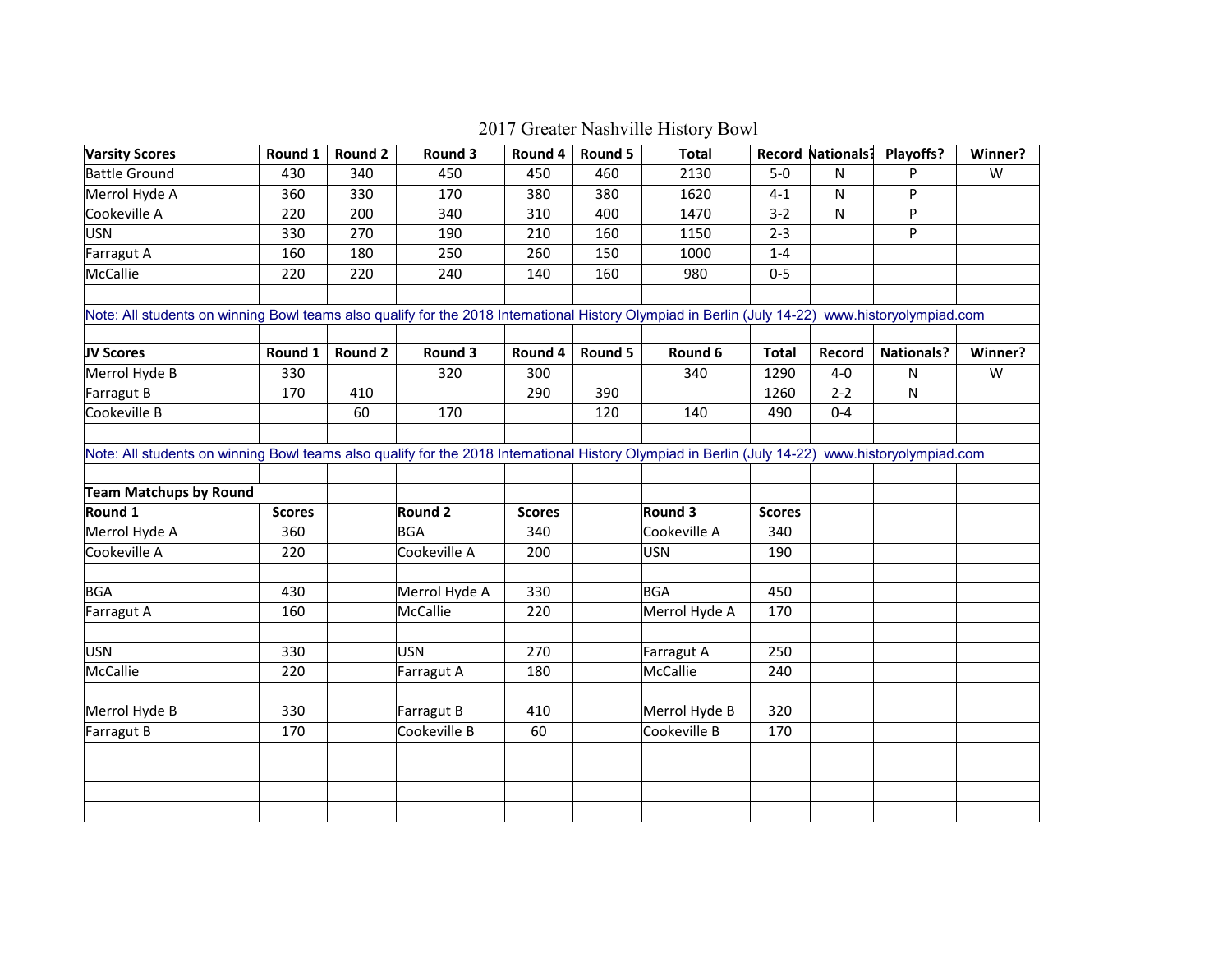# 2017 Greater Nashville History Bowl

| Varsity Scores | Round 1 | Round 2 | Round 3 | Round 4 | Round 5 | Total | Record | Nationals? | Playoffs? | Winner? |
|---|---|---|---|---|---|---|---|---|---|---|
| Battle Ground | 430 | 340 | 450 | 450 | 460 | 2130 | 5-0 | N | P | W |
| Merrol Hyde A | 360 | 330 | 170 | 380 | 380 | 1620 | 4-1 | N | P | |
| Cookeville A | 220 | 200 | 340 | 310 | 400 | 1470 | 3-2 | N | P | |
| USN | 330 | 270 | 190 | 210 | 160 | 1150 | 2-3 | | P | |
| Farragut A | 160 | 180 | 250 | 260 | 150 | 1000 | 1-4 | | | |
| McCallie | 220 | 220 | 240 | 140 | 160 | 980 | 0-5 | | | |

Note: All students on winning Bowl teams also qualify for the 2018 International History Olympiad in Berlin (July 14-22) www.historyolympiad.com

| JV Scores | Round 1 | Round 2 | Round 3 | Round 4 | Round 5 | Round 6 | Total | Record | Nationals? | Winner? |
|---|---|---|---|---|---|---|---|---|---|---|
| Merrol Hyde B | 330 | | 320 | 300 | | 340 | 1290 | 4-0 | N | W |
| Farragut B | 170 | 410 | | 290 | 390 | | 1260 | 2-2 | N | |
| Cookeville B | | 60 | 170 | | 120 | 140 | 490 | 0-4 | | |

Note: All students on winning Bowl teams also qualify for the 2018 International History Olympiad in Berlin (July 14-22) www.historyolympiad.com

**Team Matchups by Round**

| Round 1 | Scores | | Round 2 | Scores | | Round 3 | Scores |
|---|---|---|---|---|---|---|---|
| Merrol Hyde A | 360 | | BGA | 340 | | Cookeville A | 340 |
| Cookeville A | 220 | | Cookeville A | 200 | | USN | 190 |
| | | | | | | | |
| BGA | 430 | | Merrol Hyde A | 330 | | BGA | 450 |
| Farragut A | 160 | | McCallie | 220 | | Merrol Hyde A | 170 |
| | | | | | | | |
| USN | 330 | | USN | 270 | | Farragut A | 250 |
| McCallie | 220 | | Farragut A | 180 | | McCallie | 240 |
| | | | | | | | |
| Merrol Hyde B | 330 | | Farragut B | 410 | | Merrol Hyde B | 320 |
| Farragut B | 170 | | Cookeville B | 60 | | Cookeville B | 170 |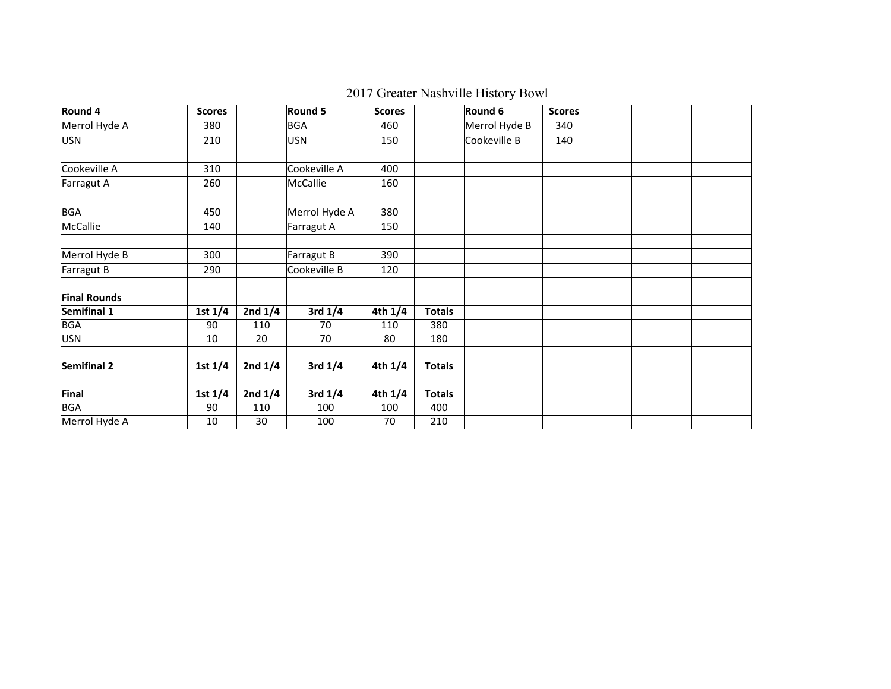# 2017 Greater Nashville History Bowl

| Round 4 | Scores | | Round 5 | Scores | | Round 6 | Scores | | | |
|---|---|---|---|---|---|---|---|---|---|---|
| Merrol Hyde A | 380 | | BGA | 460 | | Merrol Hyde B | 340 | | | |
| USN | 210 | | USN | 150 | | Cookeville B | 140 | | | |
| | | | | | | | | | | |
| Cookeville A | 310 | | Cookeville A | 400 | | | | | | |
| Farragut A | 260 | | McCallie | 160 | | | | | | |
| | | | | | | | | | | |
| BGA | 450 | | Merrol Hyde A | 380 | | | | | | |
| McCallie | 140 | | Farragut A | 150 | | | | | | |
| | | | | | | | | | | |
| Merrol Hyde B | 300 | | Farragut B | 390 | | | | | | |
| Farragut B | 290 | | Cookeville B | 120 | | | | | | |
| | | | | | | | | | | |
| **Final Rounds** | | | | | | | | | | |
| **Semifinal 1** | **1st 1/4** | **2nd 1/4** | **3rd 1/4** | **4th 1/4** | **Totals** | | | | | |
| BGA | 90 | 110 | 70 | 110 | 380 | | | | | |
| USN | 10 | 20 | 70 | 80 | 180 | | | | | |
| | | | | | | | | | | |
| **Semifinal 2** | **1st 1/4** | **2nd 1/4** | **3rd 1/4** | **4th 1/4** | **Totals** | | | | | |
| | | | | | | | | | | |
| **Final** | **1st 1/4** | **2nd 1/4** | **3rd 1/4** | **4th 1/4** | **Totals** | | | | | |
| BGA | 90 | 110 | 100 | 100 | 400 | | | | | |
| Merrol Hyde A | 10 | 30 | 100 | 70 | 210 | | | | | |